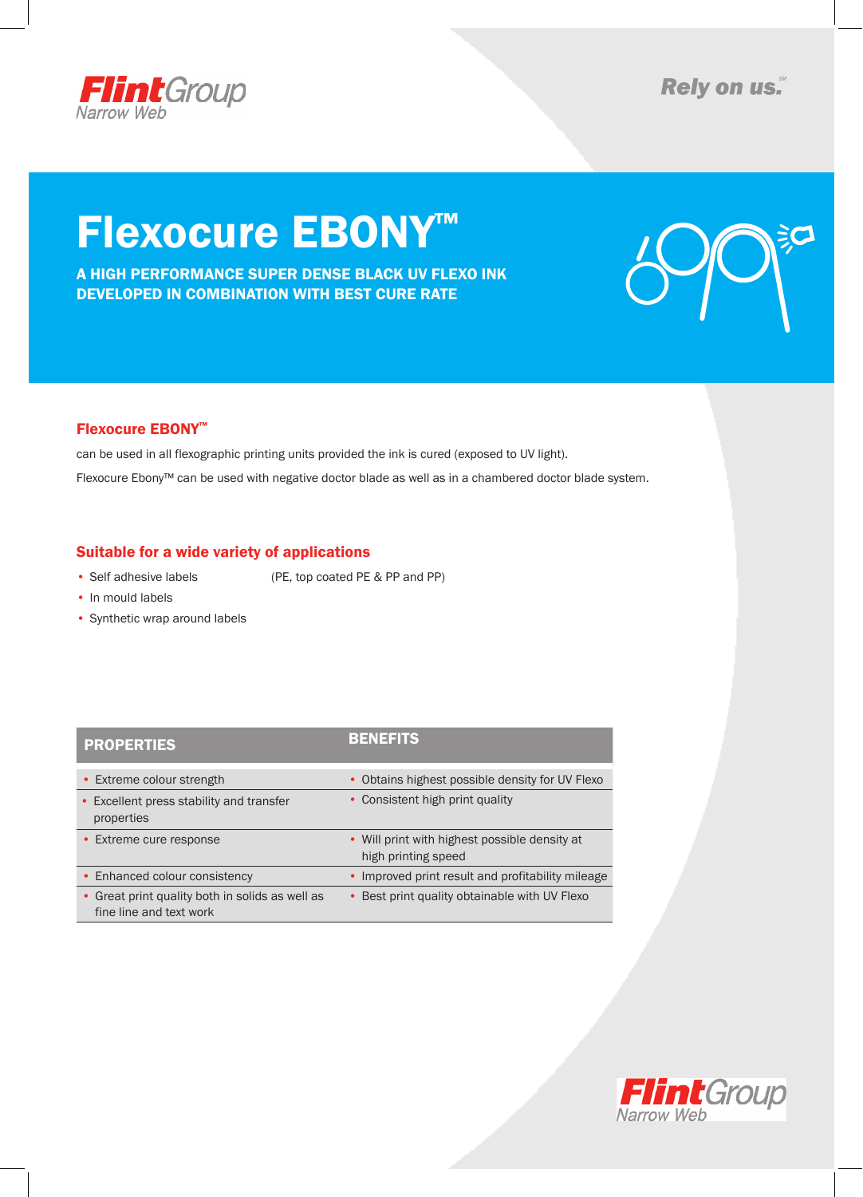Flint Group Narrow Web

Rely on us.℠

# Flexocure EBONY™

**A HIGH PERFORMANCE SUPER DENSE BLACK UV FLEXO INK DEVELOPED IN COMBINATION WITH BEST CURE RATE**

## Flexocure EBONY™

can be used in all flexographic printing units provided the ink is cured (exposed to UV light).

Flexocure Ebony™ can be used with negative doctor blade as well as in a chambered doctor blade system.

## Suitable for a wide variety of applications

- Self adhesive labels (PE, top coated PE & PP and PP)
- In mould labels
- Synthetic wrap around labels

| PROPERTIES | BENEFITS |
|---|---|
| • Extreme colour strength | • Obtains highest possible density for UV Flexo |
| • Excellent press stability and transfer properties | • Consistent high print quality |
| • Extreme cure response | • Will print with highest possible density at high printing speed |
| • Enhanced colour consistency | • Improved print result and profitability mileage |
| • Great print quality both in solids as well as fine line and text work | • Best print quality obtainable with UV Flexo |

Flint Group Narrow Web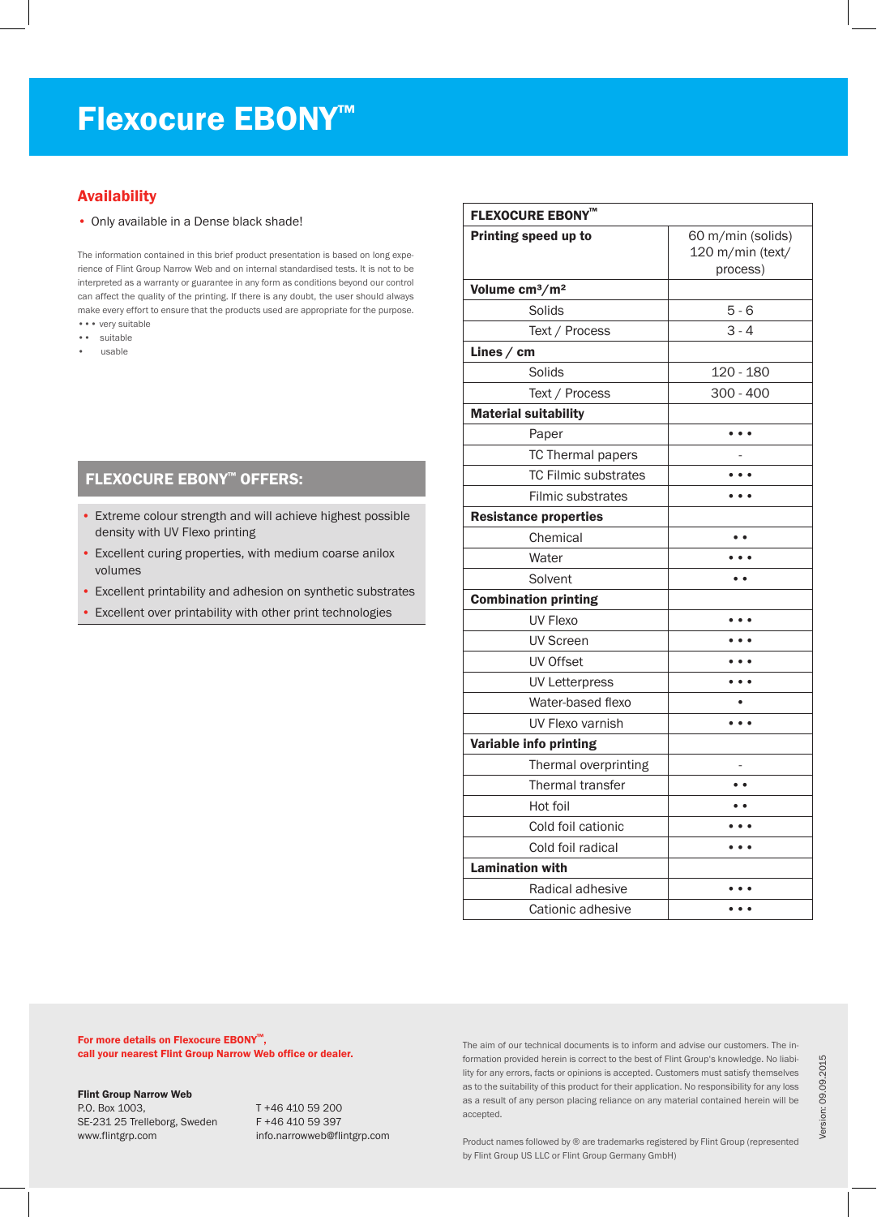# Flexocure EBONY™

## Availability

- Only available in a Dense black shade!

The information contained in this brief product presentation is based on long experience of Flint Group Narrow Web and on internal standardised tests. It is not to be interpreted as a warranty or guarantee in any form as conditions beyond our control can affect the quality of the printing. If there is any doubt, the user should always make every effort to ensure that the products used are appropriate for the purpose.

- • • • very suitable
- • • suitable
- • usable

## FLEXOCURE EBONY™ OFFERS:

- Extreme colour strength and will achieve highest possible density with UV Flexo printing
- Excellent curing properties, with medium coarse anilox volumes
- Excellent printability and adhesion on synthetic substrates
- Excellent over printability with other print technologies

| **FLEXOCURE EBONY™** | |
|---|---|
| **Printing speed up to** | 60 m/min (solids) 120 m/min (text/ process) |
| **Volume cm³/m²** | |
| Solids | 5 - 6 |
| Text / Process | 3 - 4 |
| **Lines / cm** | |
| Solids | 120 - 180 |
| Text / Process | 300 - 400 |
| **Material suitability** | |
| Paper | • • • |
| TC Thermal papers | - |
| TC Filmic substrates | • • • |
| Filmic substrates | • • • |
| **Resistance properties** | |
| Chemical | • • |
| Water | • • • |
| Solvent | • • |
| **Combination printing** | |
| UV Flexo | • • • |
| UV Screen | • • • |
| UV Offset | • • • |
| UV Letterpress | • • • |
| Water-based flexo | • |
| UV Flexo varnish | • • • |
| **Variable info printing** | |
| Thermal overprinting | - |
| Thermal transfer | • • |
| Hot foil | • • |
| Cold foil cationic | • • • |
| Cold foil radical | • • • |
| **Lamination with** | |
| Radical adhesive | • • • |
| Cationic adhesive | • • • |

**For more details on Flexocure EBONY™, call your nearest Flint Group Narrow Web office or dealer.**

**Flint Group Narrow Web**
P.O. Box 1003,
SE-231 25 Trelleborg, Sweden
www.flintgrp.com

T +46 410 59 200
F +46 410 59 397
info.narrowweb@flintgrp.com

The aim of our technical documents is to inform and advise our customers. The information provided herein is correct to the best of Flint Group's knowledge. No liability for any errors, facts or opinions is accepted. Customers must satisfy themselves as to the suitability of this product for their application. No responsibility for any loss as a result of any person placing reliance on any material contained herein will be accepted.

Product names followed by ® are trademarks registered by Flint Group (represented by Flint Group US LLC or Flint Group Germany GmbH)

Version: 09.09.2015